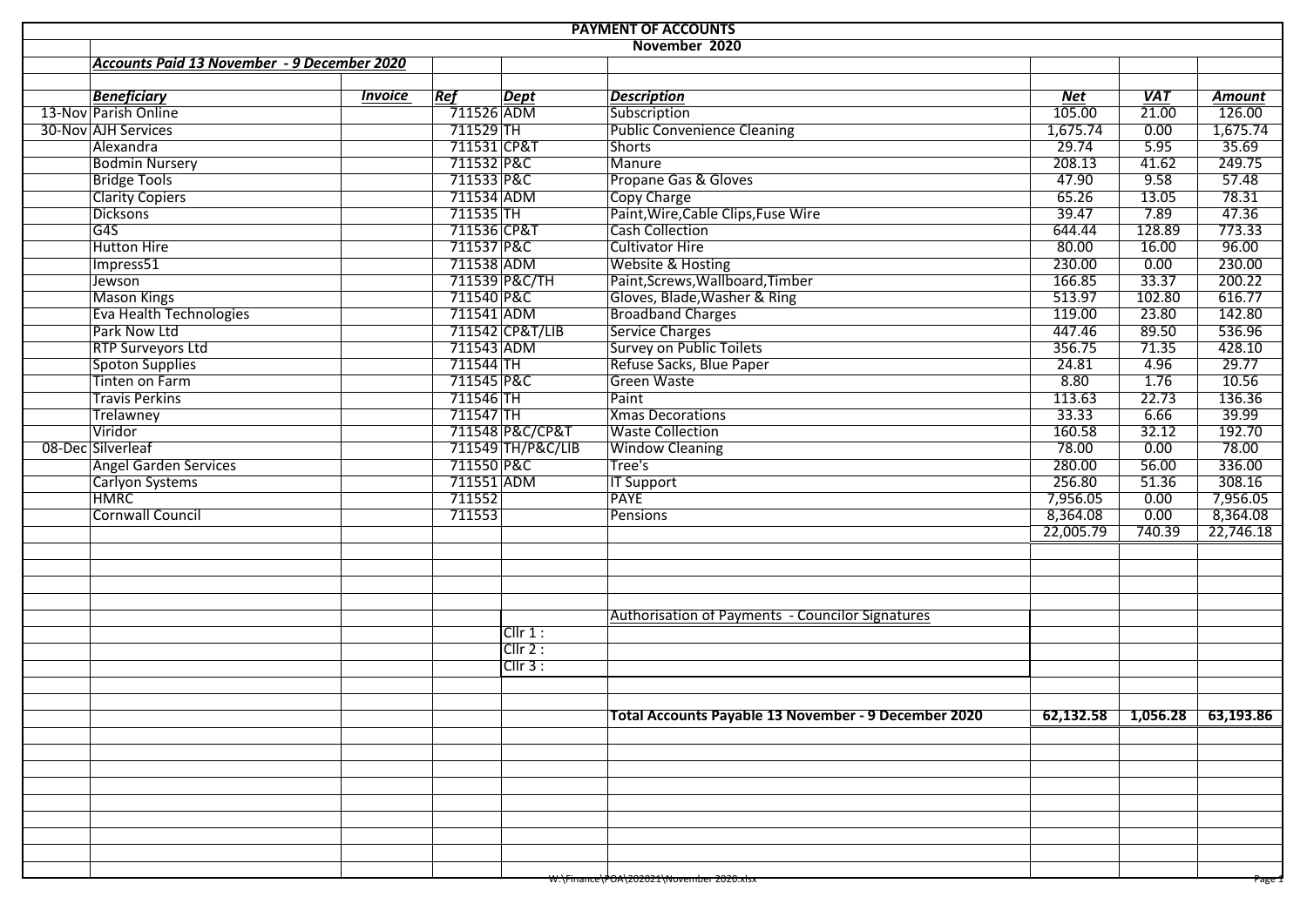# PAYMENT OF ACCOUNTS

## November 2020

***Accounts Paid 13 November - 9 December 2020***

| | Beneficiary | Invoice | Ref | Dept | Description | Net | VAT | Amount |
|---|---|---|---|---|---|---|---|---|
| 13-Nov | Parish Online | | 711526 | ADM | Subscription | 105.00 | 21.00 | 126.00 |
| 30-Nov | AJH Services | | 711529 | TH | Public Convenience Cleaning | 1,675.74 | 0.00 | 1,675.74 |
| | Alexandra | | 711531 | CP&T | Shorts | 29.74 | 5.95 | 35.69 |
| | Bodmin Nursery | | 711532 | P&C | Manure | 208.13 | 41.62 | 249.75 |
| | Bridge Tools | | 711533 | P&C | Propane Gas & Gloves | 47.90 | 9.58 | 57.48 |
| | Clarity Copiers | | 711534 | ADM | Copy Charge | 65.26 | 13.05 | 78.31 |
| | Dicksons | | 711535 | TH | Paint,Wire,Cable Clips,Fuse Wire | 39.47 | 7.89 | 47.36 |
| | G4S | | 711536 | CP&T | Cash Collection | 644.44 | 128.89 | 773.33 |
| | Hutton Hire | | 711537 | P&C | Cultivator Hire | 80.00 | 16.00 | 96.00 |
| | Impress51 | | 711538 | ADM | Website & Hosting | 230.00 | 0.00 | 230.00 |
| | Jewson | | 711539 | P&C/TH | Paint,Screws,Wallboard,Timber | 166.85 | 33.37 | 200.22 |
| | Mason Kings | | 711540 | P&C | Gloves, Blade,Washer & Ring | 513.97 | 102.80 | 616.77 |
| | Eva Health Technologies | | 711541 | ADM | Broadband Charges | 119.00 | 23.80 | 142.80 |
| | Park Now Ltd | | 711542 | CP&T/LIB | Service Charges | 447.46 | 89.50 | 536.96 |
| | RTP Surveyors Ltd | | 711543 | ADM | Survey on Public Toilets | 356.75 | 71.35 | 428.10 |
| | Spoton Supplies | | 711544 | TH | Refuse Sacks, Blue Paper | 24.81 | 4.96 | 29.77 |
| | Tinten on Farm | | 711545 | P&C | Green Waste | 8.80 | 1.76 | 10.56 |
| | Travis Perkins | | 711546 | TH | Paint | 113.63 | 22.73 | 136.36 |
| | Trelawney | | 711547 | TH | Xmas Decorations | 33.33 | 6.66 | 39.99 |
| | Viridor | | 711548 | P&C/CP&T | Waste Collection | 160.58 | 32.12 | 192.70 |
| 08-Dec | Silverleaf | | 711549 | TH/P&C/LIB | Window Cleaning | 78.00 | 0.00 | 78.00 |
| | Angel Garden Services | | 711550 | P&C | Tree's | 280.00 | 56.00 | 336.00 |
| | Carlyon Systems | | 711551 | ADM | IT Support | 256.80 | 51.36 | 308.16 |
| | HMRC | | 711552 | | PAYE | 7,956.05 | 0.00 | 7,956.05 |
| | Cornwall Council | | 711553 | | Pensions | 8,364.08 | 0.00 | 8,364.08 |
| | | | | | | 22,005.79 | 740.39 | 22,746.18 |

Authorisation of Payments - Councilor Signatures

Cllr 1 :

Cllr 2 :

Cllr 3 :

| **Total Accounts Payable 13 November - 9 December 2020** | **62,132.58** | **1,056.28** | **63,193.86** |
|---|---|---|---|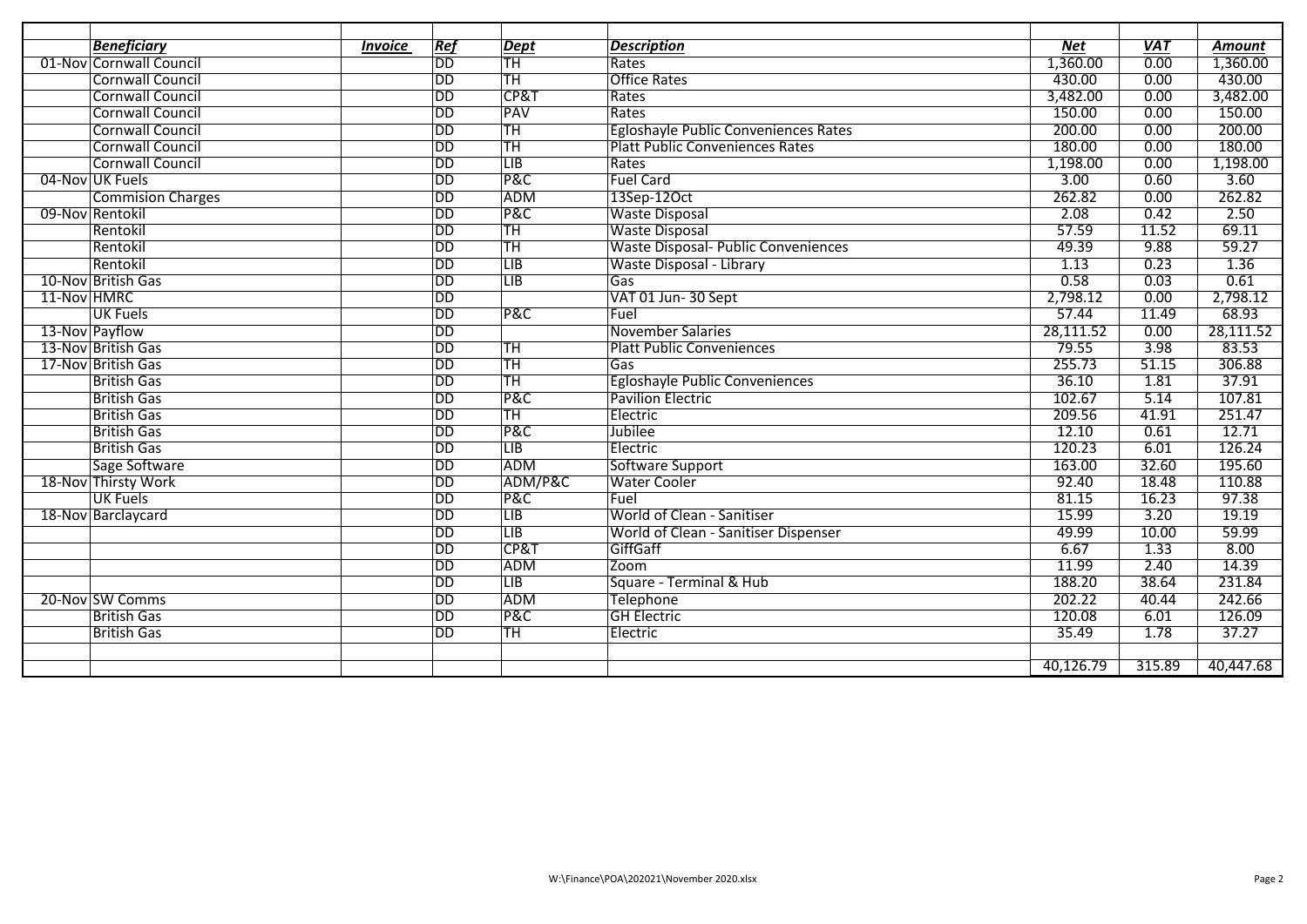| | Beneficiary | Invoice | Ref | Dept | Description | Net | VAT | Amount |
|---|---|---|---|---|---|---|---|---|
| 01-Nov | Cornwall Council | | DD | TH | Rates | 1,360.00 | 0.00 | 1,360.00 |
| | Cornwall Council | | DD | TH | Office Rates | 430.00 | 0.00 | 430.00 |
| | Cornwall Council | | DD | CP&T | Rates | 3,482.00 | 0.00 | 3,482.00 |
| | Cornwall Council | | DD | PAV | Rates | 150.00 | 0.00 | 150.00 |
| | Cornwall Council | | DD | TH | Egloshayle Public Conveniences Rates | 200.00 | 0.00 | 200.00 |
| | Cornwall Council | | DD | TH | Platt Public Conveniences Rates | 180.00 | 0.00 | 180.00 |
| | Cornwall Council | | DD | LIB | Rates | 1,198.00 | 0.00 | 1,198.00 |
| 04-Nov | UK Fuels | | DD | P&C | Fuel Card | 3.00 | 0.60 | 3.60 |
| | Commision Charges | | DD | ADM | 13Sep-12Oct | 262.82 | 0.00 | 262.82 |
| 09-Nov | Rentokil | | DD | P&C | Waste Disposal | 2.08 | 0.42 | 2.50 |
| | Rentokil | | DD | TH | Waste Disposal | 57.59 | 11.52 | 69.11 |
| | Rentokil | | DD | TH | Waste Disposal- Public Conveniences | 49.39 | 9.88 | 59.27 |
| | Rentokil | | DD | LIB | Waste Disposal - Library | 1.13 | 0.23 | 1.36 |
| 10-Nov | British Gas | | DD | LIB | Gas | 0.58 | 0.03 | 0.61 |
| 11-Nov | HMRC | | DD | | VAT 01 Jun- 30 Sept | 2,798.12 | 0.00 | 2,798.12 |
| | UK Fuels | | DD | P&C | Fuel | 57.44 | 11.49 | 68.93 |
| 13-Nov | Payflow | | DD | | November Salaries | 28,111.52 | 0.00 | 28,111.52 |
| 13-Nov | British Gas | | DD | TH | Platt Public Conveniences | 79.55 | 3.98 | 83.53 |
| 17-Nov | British Gas | | DD | TH | Gas | 255.73 | 51.15 | 306.88 |
| | British Gas | | DD | TH | Egloshayle Public Conveniences | 36.10 | 1.81 | 37.91 |
| | British Gas | | DD | P&C | Pavilion Electric | 102.67 | 5.14 | 107.81 |
| | British Gas | | DD | TH | Electric | 209.56 | 41.91 | 251.47 |
| | British Gas | | DD | P&C | Jubilee | 12.10 | 0.61 | 12.71 |
| | British Gas | | DD | LIB | Electric | 120.23 | 6.01 | 126.24 |
| | Sage Software | | DD | ADM | Software Support | 163.00 | 32.60 | 195.60 |
| 18-Nov | Thirsty Work | | DD | ADM/P&C | Water Cooler | 92.40 | 18.48 | 110.88 |
| | UK Fuels | | DD | P&C | Fuel | 81.15 | 16.23 | 97.38 |
| 18-Nov | Barclaycard | | DD | LIB | World of Clean - Sanitiser | 15.99 | 3.20 | 19.19 |
| | | | DD | LIB | World of Clean - Sanitiser Dispenser | 49.99 | 10.00 | 59.99 |
| | | | DD | CP&T | GiffGaff | 6.67 | 1.33 | 8.00 |
| | | | DD | ADM | Zoom | 11.99 | 2.40 | 14.39 |
| | | | DD | LIB | Square - Terminal & Hub | 188.20 | 38.64 | 231.84 |
| 20-Nov | SW Comms | | DD | ADM | Telephone | 202.22 | 40.44 | 242.66 |
| | British Gas | | DD | P&C | GH Electric | 120.08 | 6.01 | 126.09 |
| | British Gas | | DD | TH | Electric | 35.49 | 1.78 | 37.27 |
| | | | | | | | | |
| | | | | | | 40,126.79 | 315.89 | 40,447.68 |

W:\Finance\POA\202021\November 2020.xlsx